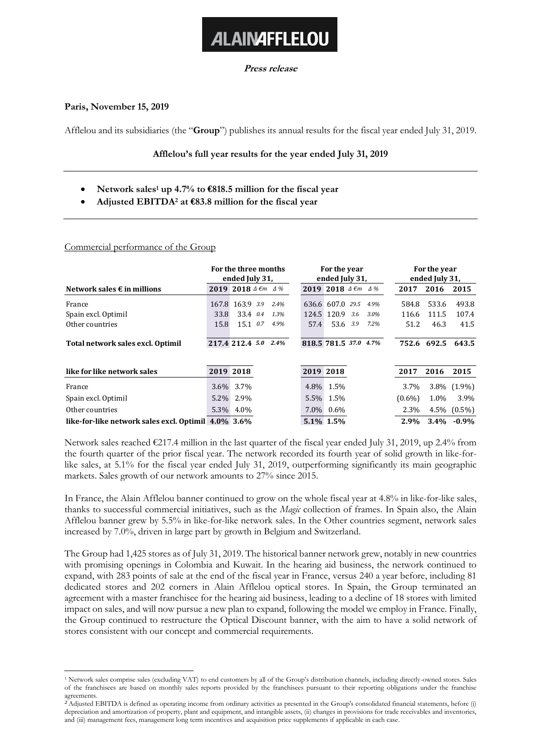# ALAIN AFFLELOU

**Press release**

**Paris, November 15, 2019**

Afflelou and its subsidiaries (the "**Group**") publishes its annual results for the fiscal year ended July 31, 2019.

**Afflelou's full year results for the year ended July 31, 2019**

---

- **Network sales[1] up 4.7% to €818.5 million for the fiscal year**
- **Adjusted EBITDA[2] at €83.8 million for the fiscal year**

---

Commercial performance of the Group

| | For the three months ended July 31, | | | | For the year ended July 31, | | | | For the year ended July 31, | | |
|---|---|---|---|---|---|---|---|---|---|---|---|
| **Network sales € in millions** | **2019** | **2018** | *Δ €m* | *Δ %* | **2019** | **2018** | *Δ €m* | *Δ %* | **2017** | **2016** | **2015** |
| France | 167.8 | 163.9 | *3.9* | *2.4%* | 636.6 | 607.0 | *29.5* | *4.9%* | 584.8 | 533.6 | 493.8 |
| Spain excl. Optimil | 33.8 | 33.4 | *0.4* | *1.3%* | 124.5 | 120.9 | *3.6* | *3.0%* | 116.6 | 111.5 | 107.4 |
| Other countries | 15.8 | 15.1 | *0.7* | *4.9%* | 57.4 | 53.6 | *3.9* | *7.2%* | 51.2 | 46.3 | 41.5 |
| **Total network sales excl. Optimil** | **217.4** | **212.4** | ***5.0*** | ***2.4%*** | **818.5** | **781.5** | ***37.0*** | ***4.7%*** | **752.6** | **692.5** | **643.5** |

| **like for like network sales** | **2019** | **2018** | **2019** | **2018** | **2017** | **2016** | **2015** |
|---|---|---|---|---|---|---|---|
| France | 3.6% | 3.7% | 4.8% | 1.5% | 3.7% | 3.8% | (1.9%) |
| Spain excl. Optimil | 5.2% | 2.9% | 5.5% | 1.5% | (0.6%) | 1.0% | 3.9% |
| Other countries | 5.3% | 4.0% | 7.0% | 0.6% | 2.3% | 4.5% | (0.5%) |
| **like-for-like network sales excl. Optimil** | **4.0%** | **3.6%** | **5.1%** | **1.5%** | **2.9%** | **3.4%** | **-0.9%** |

Network sales reached €217.4 million in the last quarter of the fiscal year ended July 31, 2019, up 2.4% from the fourth quarter of the prior fiscal year. The network recorded its fourth year of solid growth in like-for-like sales, at 5.1% for the fiscal year ended July 31, 2019, outperforming significantly its main geographic markets. Sales growth of our network amounts to 27% since 2015.

In France, the Alain Afflelou banner continued to grow on the whole fiscal year at 4.8% in like-for-like sales, thanks to successful commercial initiatives, such as the *Magic* collection of frames. In Spain also, the Alain Afflelou banner grew by 5.5% in like-for-like network sales. In the Other countries segment, network sales increased by 7.0%, driven in large part by growth in Belgium and Switzerland.

The Group had 1,425 stores as of July 31, 2019. The historical banner network grew, notably in new countries with promising openings in Colombia and Kuwait. In the hearing aid business, the network continued to expand, with 283 points of sale at the end of the fiscal year in France, versus 240 a year before, including 81 dedicated stores and 202 corners in Alain Afflelou optical stores. In Spain, the Group terminated an agreement with a master franchisee for the hearing aid business, leading to a decline of 18 stores with limited impact on sales, and will now pursue a new plan to expand, following the model we employ in France. Finally, the Group continued to restructure the Optical Discount banner, with the aim to have a solid network of stores consistent with our concept and commercial requirements.

---

[1] Network sales comprise sales (excluding VAT) to end customers by all of the Group's distribution channels, including directly-owned stores. Sales of the franchisees are based on monthly sales reports provided by the franchisees pursuant to their reporting obligations under the franchise agreements.

[2] Adjusted EBITDA is defined as operating income from ordinary activities as presented in the Group's consolidated financial statements, before (i) depreciation and amortization of property, plant and equipment, and intangible assets, (ii) changes in provisions for trade receivables and inventories, and (iii) management fees, management long term incentives and acquisition price supplements if applicable in each case.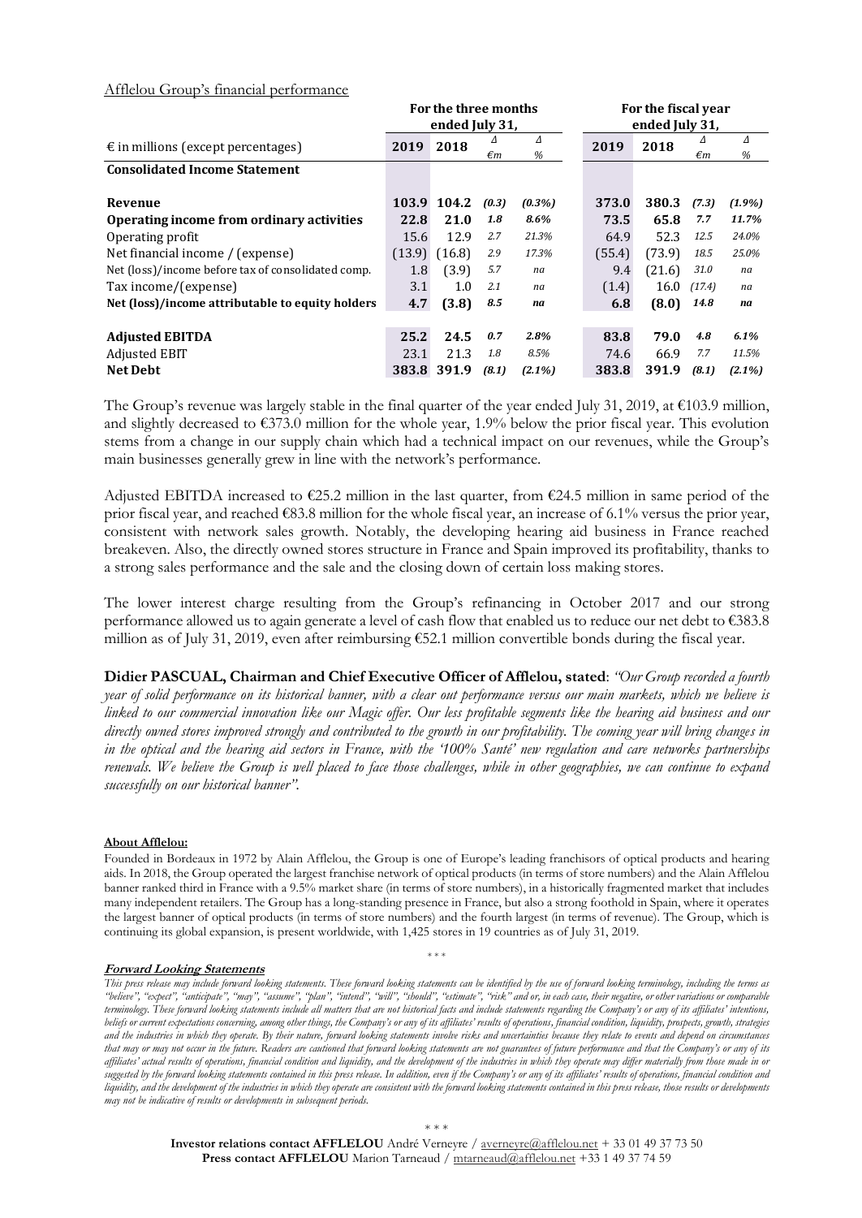Afflelou Group's financial performance

| € in millions (except percentages) | For the three months ended July 31, | | | | For the fiscal year ended July 31, | | | |
|---|---|---|---|---|---|---|---|---|
| | 2019 | 2018 | Δ €m | Δ % | 2019 | 2018 | Δ €m | Δ % |
| **Consolidated Income Statement** | | | | | | | | |
| **Revenue** | **103.9** | **104.2** | *(0.3)* | *(0.3%)* | **373.0** | **380.3** | *(7.3)* | *(1.9%)* |
| **Operating income from ordinary activities** | **22.8** | **21.0** | *1.8* | *8.6%* | **73.5** | **65.8** | *7.7* | *11.7%* |
| Operating profit | 15.6 | 12.9 | *2.7* | *21.3%* | 64.9 | 52.3 | *12.5* | *24.0%* |
| Net financial income / (expense) | (13.9) | (16.8) | *2.9* | *17.3%* | (55.4) | (73.9) | *18.5* | *25.0%* |
| Net (loss)/income before tax of consolidated comp. | 1.8 | (3.9) | *5.7* | *na* | 9.4 | (21.6) | *31.0* | *na* |
| Tax income/(expense) | 3.1 | 1.0 | *2.1* | *na* | (1.4) | 16.0 | *(17.4)* | *na* |
| **Net (loss)/income attributable to equity holders** | **4.7** | **(3.8)** | *8.5* | *na* | **6.8** | **(8.0)** | *14.8* | *na* |
| **Adjusted EBITDA** | **25.2** | **24.5** | *0.7* | *2.8%* | **83.8** | **79.0** | *4.8* | *6.1%* |
| Adjusted EBIT | 23.1 | 21.3 | *1.8* | *8.5%* | 74.6 | 66.9 | *7.7* | *11.5%* |
| **Net Debt** | **383.8** | **391.9** | *(8.1)* | *(2.1%)* | **383.8** | **391.9** | *(8.1)* | *(2.1%)* |

The Group's revenue was largely stable in the final quarter of the year ended July 31, 2019, at €103.9 million, and slightly decreased to €373.0 million for the whole year, 1.9% below the prior fiscal year. This evolution stems from a change in our supply chain which had a technical impact on our revenues, while the Group's main businesses generally grew in line with the network's performance.

Adjusted EBITDA increased to €25.2 million in the last quarter, from €24.5 million in same period of the prior fiscal year, and reached €83.8 million for the whole fiscal year, an increase of 6.1% versus the prior year, consistent with network sales growth. Notably, the developing hearing aid business in France reached breakeven. Also, the directly owned stores structure in France and Spain improved its profitability, thanks to a strong sales performance and the sale and the closing down of certain loss making stores.

The lower interest charge resulting from the Group's refinancing in October 2017 and our strong performance allowed us to again generate a level of cash flow that enabled us to reduce our net debt to €383.8 million as of July 31, 2019, even after reimbursing €52.1 million convertible bonds during the fiscal year.

**Didier PASCUAL, Chairman and Chief Executive Officer of Afflelou, stated**: *"Our Group recorded a fourth year of solid performance on its historical banner, with a clear out performance versus our main markets, which we believe is linked to our commercial innovation like our Magic offer. Our less profitable segments like the hearing aid business and our directly owned stores improved strongly and contributed to the growth in our profitability. The coming year will bring changes in in the optical and the hearing aid sectors in France, with the '100% Santé' new regulation and care networks partnerships renewals. We believe the Group is well placed to face those challenges, while in other geographies, we can continue to expand successfully on our historical banner".*

**About Afflelou:**

Founded in Bordeaux in 1972 by Alain Afflelou, the Group is one of Europe's leading franchisors of optical products and hearing aids. In 2018, the Group operated the largest franchise network of optical products (in terms of store numbers) and the Alain Afflelou banner ranked third in France with a 9.5% market share (in terms of store numbers), in a historically fragmented market that includes many independent retailers. The Group has a long-standing presence in France, but also a strong foothold in Spain, where it operates the largest banner of optical products (in terms of store numbers) and the fourth largest (in terms of revenue). The Group, which is continuing its global expansion, is present worldwide, with 1,425 stores in 19 countries as of July 31, 2019.

\* \* \*

**Forward Looking Statements**

*This press release may include forward looking statements. These forward looking statements can be identified by the use of forward looking terminology, including the terms as "believe", "expect", "anticipate", "may", "assume", "plan", "intend", "will", "should", "estimate", "risk" and or, in each case, their negative, or other variations or comparable terminology. These forward looking statements include all matters that are not historical facts and include statements regarding the Company's or any of its affiliates' intentions, beliefs or current expectations concerning, among other things, the Company's or any of its affiliates' results of operations, financial condition, liquidity, prospects, growth, strategies and the industries in which they operate. By their nature, forward looking statements involve risks and uncertainties because they relate to events and depend on circumstances that may or may not occur in the future. Readers are cautioned that forward looking statements are not guarantees of future performance and that the Company's or any of its affiliates' actual results of operations, financial condition and liquidity, and the development of the industries in which they operate may differ materially from those made in or suggested by the forward looking statements contained in this press release. In addition, even if the Company's or any of its affiliates' results of operations, financial condition and liquidity, and the development of the industries in which they operate are consistent with the forward looking statements contained in this press release, those results or developments may not be indicative of results or developments in subsequent periods.*

\* \* \*

**Investor relations contact AFFLELOU** André Verneyre / averneyre@afflelou.net + 33 01 49 37 73 50
**Press contact AFFLELOU** Marion Tarneaud / mtarneaud@afflelou.net +33 1 49 37 74 59